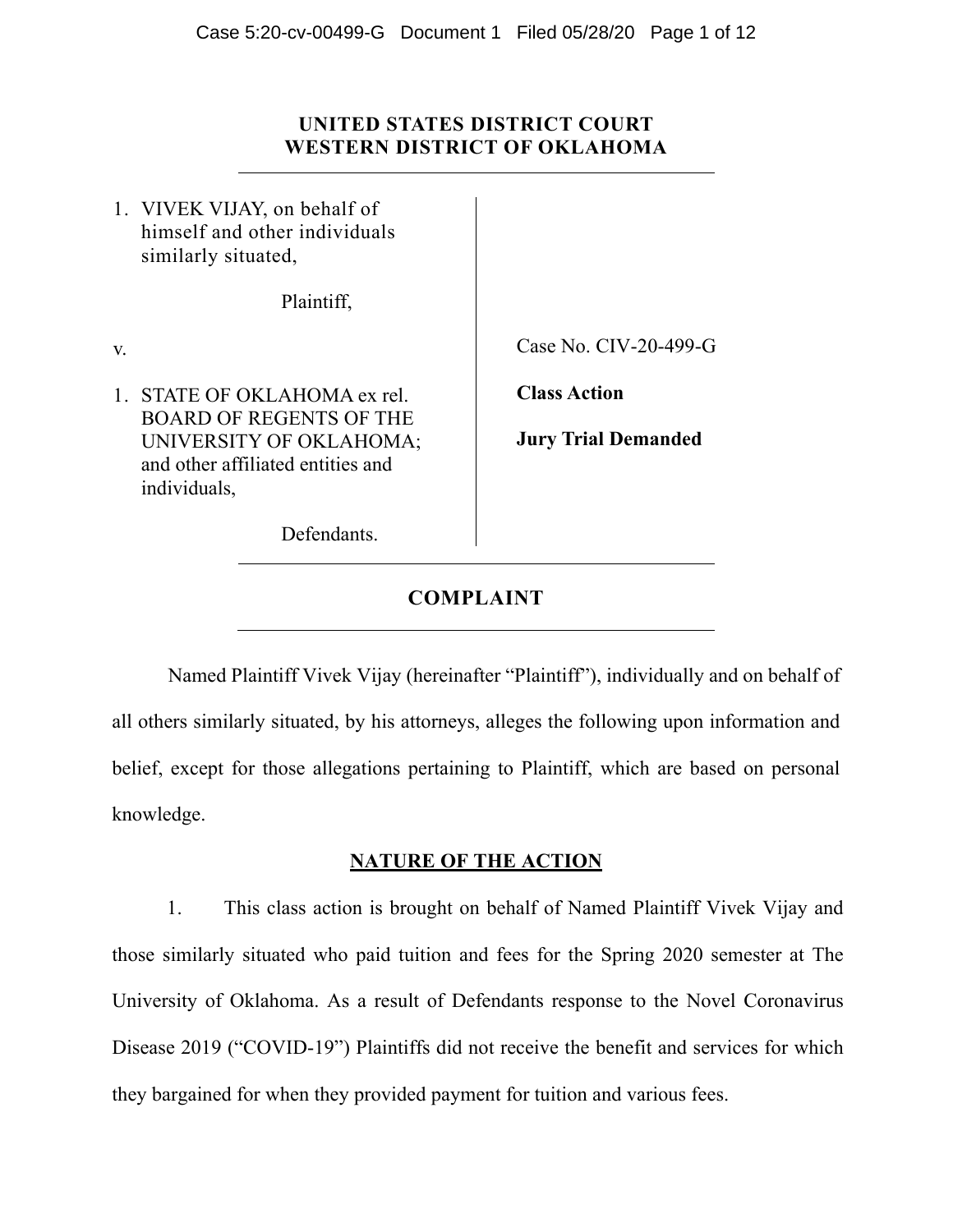**UNITED STATES DISTRICT COURT**
**WESTERN DISTRICT OF OKLAHOMA**

1. VIVEK VIJAY, on behalf of himself and other individuals similarly situated,

Plaintiff,

v.

1. STATE OF OKLAHOMA ex rel. BOARD OF REGENTS OF THE UNIVERSITY OF OKLAHOMA; and other affiliated entities and individuals,

Defendants.

Case No. CIV-20-499-G

**Class Action**

**Jury Trial Demanded**

## COMPLAINT

Named Plaintiff Vivek Vijay (hereinafter "Plaintiff"), individually and on behalf of all others similarly situated, by his attorneys, alleges the following upon information and belief, except for those allegations pertaining to Plaintiff, which are based on personal knowledge.

## NATURE OF THE ACTION

1. This class action is brought on behalf of Named Plaintiff Vivek Vijay and those similarly situated who paid tuition and fees for the Spring 2020 semester at The University of Oklahoma. As a result of Defendants response to the Novel Coronavirus Disease 2019 ("COVID-19") Plaintiffs did not receive the benefit and services for which they bargained for when they provided payment for tuition and various fees.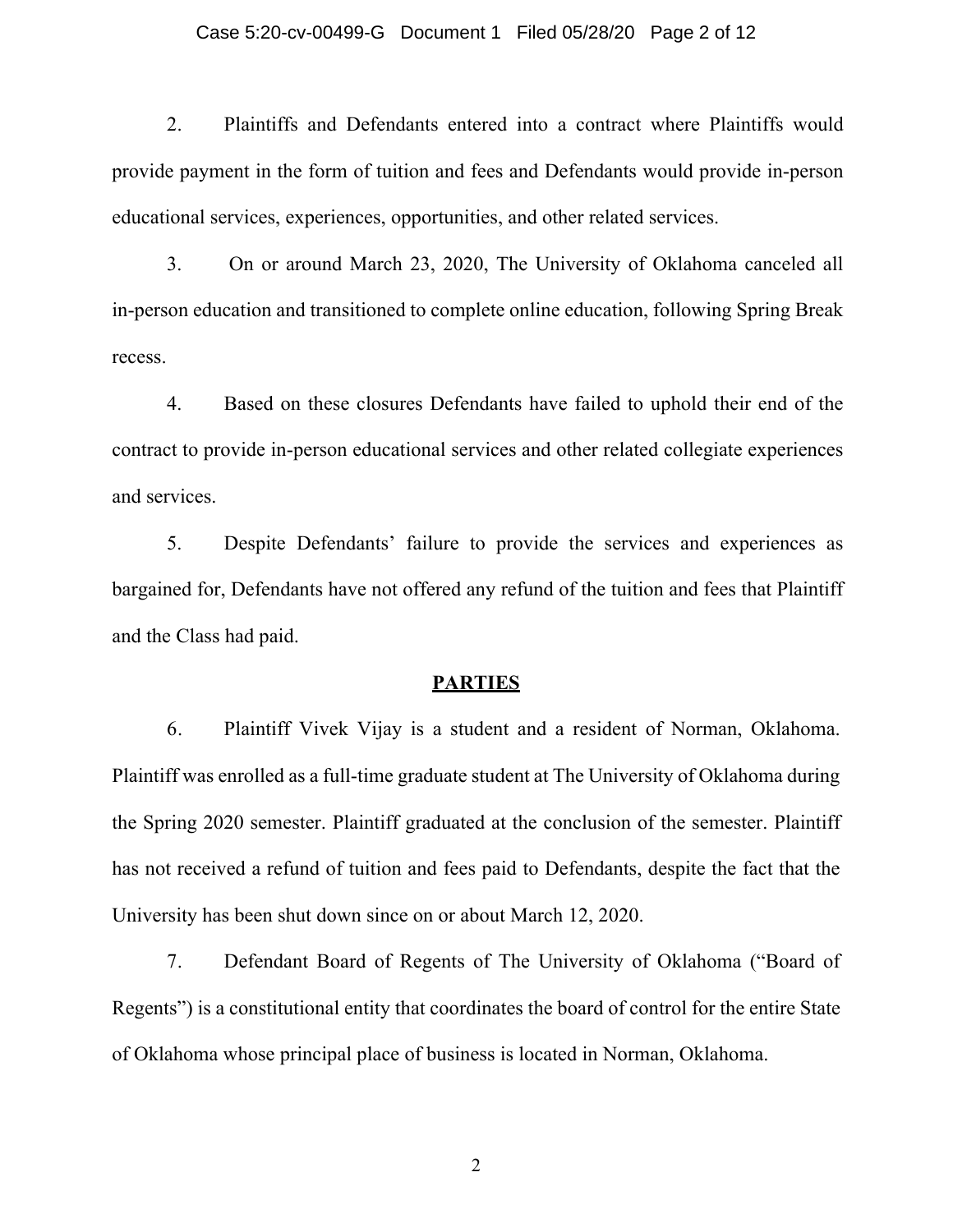2. Plaintiffs and Defendants entered into a contract where Plaintiffs would provide payment in the form of tuition and fees and Defendants would provide in-person educational services, experiences, opportunities, and other related services.

3. On or around March 23, 2020, The University of Oklahoma canceled all in-person education and transitioned to complete online education, following Spring Break recess.

4. Based on these closures Defendants have failed to uphold their end of the contract to provide in-person educational services and other related collegiate experiences and services.

5. Despite Defendants' failure to provide the services and experiences as bargained for, Defendants have not offered any refund of the tuition and fees that Plaintiff and the Class had paid.

## PARTIES

6. Plaintiff Vivek Vijay is a student and a resident of Norman, Oklahoma. Plaintiff was enrolled as a full-time graduate student at The University of Oklahoma during the Spring 2020 semester. Plaintiff graduated at the conclusion of the semester. Plaintiff has not received a refund of tuition and fees paid to Defendants, despite the fact that the University has been shut down since on or about March 12, 2020.

7. Defendant Board of Regents of The University of Oklahoma ("Board of Regents") is a constitutional entity that coordinates the board of control for the entire State of Oklahoma whose principal place of business is located in Norman, Oklahoma.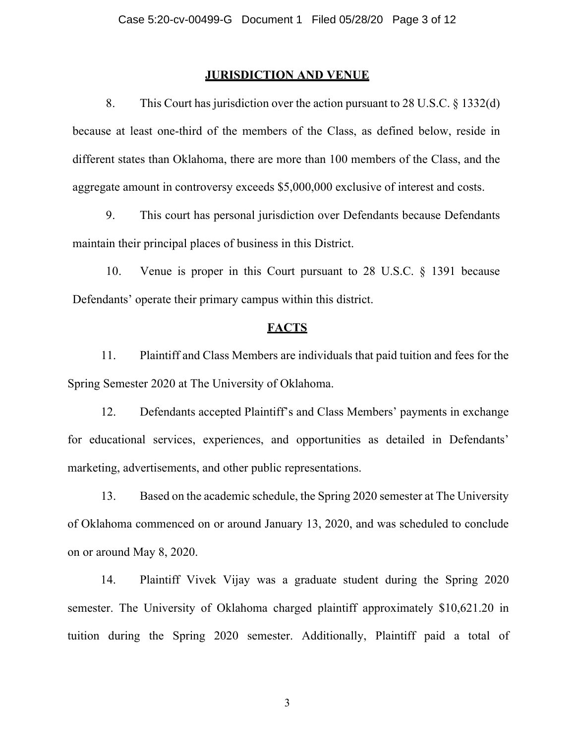## JURISDICTION AND VENUE

8. This Court has jurisdiction over the action pursuant to 28 U.S.C. § 1332(d) because at least one-third of the members of the Class, as defined below, reside in different states than Oklahoma, there are more than 100 members of the Class, and the aggregate amount in controversy exceeds $5,000,000 exclusive of interest and costs.

9. This court has personal jurisdiction over Defendants because Defendants maintain their principal places of business in this District.

10. Venue is proper in this Court pursuant to 28 U.S.C. § 1391 because Defendants' operate their primary campus within this district.

## FACTS

11. Plaintiff and Class Members are individuals that paid tuition and fees for the Spring Semester 2020 at The University of Oklahoma.

12. Defendants accepted Plaintiff's and Class Members' payments in exchange for educational services, experiences, and opportunities as detailed in Defendants' marketing, advertisements, and other public representations.

13. Based on the academic schedule, the Spring 2020 semester at The University of Oklahoma commenced on or around January 13, 2020, and was scheduled to conclude on or around May 8, 2020.

14. Plaintiff Vivek Vijay was a graduate student during the Spring 2020 semester. The University of Oklahoma charged plaintiff approximately $10,621.20 in tuition during the Spring 2020 semester. Additionally, Plaintiff paid a total of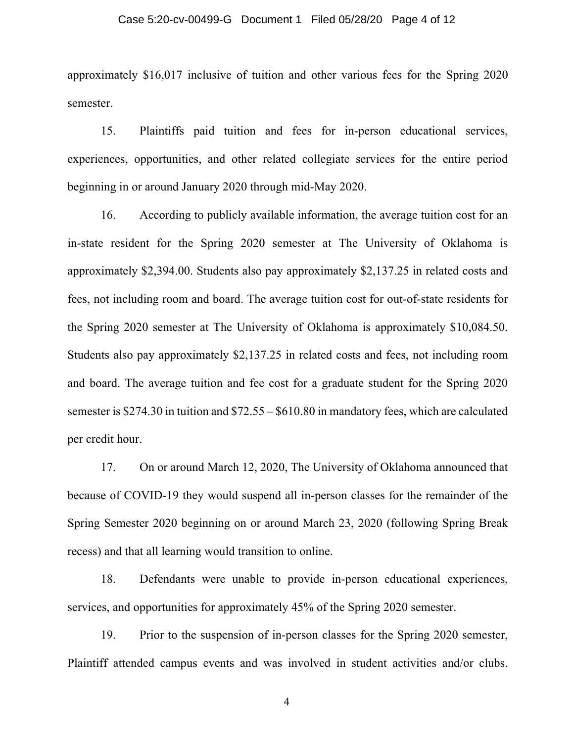approximately $16,017 inclusive of tuition and other various fees for the Spring 2020 semester.

15. Plaintiffs paid tuition and fees for in-person educational services, experiences, opportunities, and other related collegiate services for the entire period beginning in or around January 2020 through mid-May 2020.

16. According to publicly available information, the average tuition cost for an in-state resident for the Spring 2020 semester at The University of Oklahoma is approximately $2,394.00. Students also pay approximately $2,137.25 in related costs and fees, not including room and board. The average tuition cost for out-of-state residents for the Spring 2020 semester at The University of Oklahoma is approximately $10,084.50. Students also pay approximately $2,137.25 in related costs and fees, not including room and board. The average tuition and fee cost for a graduate student for the Spring 2020 semester is $274.30 in tuition and $72.55 – $610.80 in mandatory fees, which are calculated per credit hour.

17. On or around March 12, 2020, The University of Oklahoma announced that because of COVID-19 they would suspend all in-person classes for the remainder of the Spring Semester 2020 beginning on or around March 23, 2020 (following Spring Break recess) and that all learning would transition to online.

18. Defendants were unable to provide in-person educational experiences, services, and opportunities for approximately 45% of the Spring 2020 semester.

19. Prior to the suspension of in-person classes for the Spring 2020 semester, Plaintiff attended campus events and was involved in student activities and/or clubs.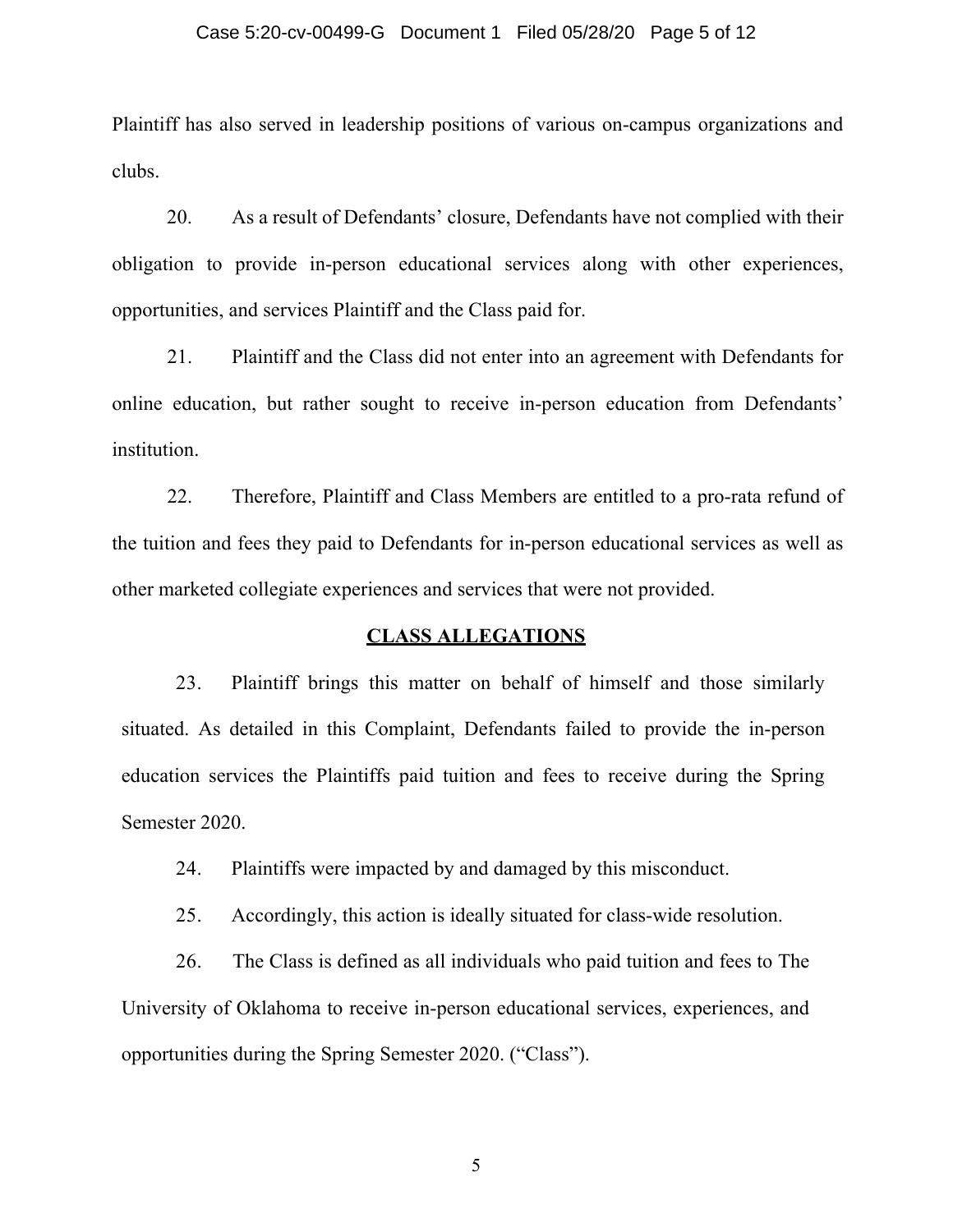Plaintiff has also served in leadership positions of various on-campus organizations and clubs.

20. As a result of Defendants' closure, Defendants have not complied with their obligation to provide in-person educational services along with other experiences, opportunities, and services Plaintiff and the Class paid for.

21. Plaintiff and the Class did not enter into an agreement with Defendants for online education, but rather sought to receive in-person education from Defendants' institution.

22. Therefore, Plaintiff and Class Members are entitled to a pro-rata refund of the tuition and fees they paid to Defendants for in-person educational services as well as other marketed collegiate experiences and services that were not provided.

## **CLASS ALLEGATIONS**

23. Plaintiff brings this matter on behalf of himself and those similarly situated. As detailed in this Complaint, Defendants failed to provide the in-person education services the Plaintiffs paid tuition and fees to receive during the Spring Semester 2020.

24. Plaintiffs were impacted by and damaged by this misconduct.

25. Accordingly, this action is ideally situated for class-wide resolution.

26. The Class is defined as all individuals who paid tuition and fees to The University of Oklahoma to receive in-person educational services, experiences, and opportunities during the Spring Semester 2020. ("Class").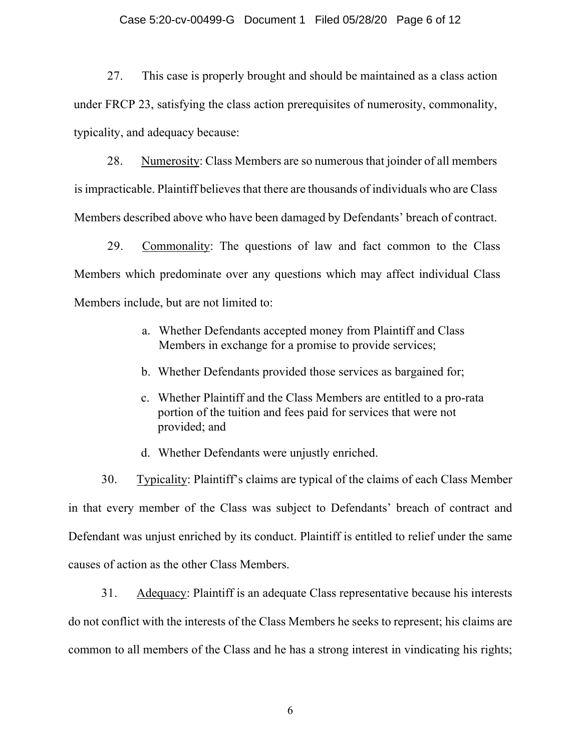27. This case is properly brought and should be maintained as a class action under FRCP 23, satisfying the class action prerequisites of numerosity, commonality, typicality, and adequacy because:

28. Numerosity: Class Members are so numerous that joinder of all members is impracticable. Plaintiff believes that there are thousands of individuals who are Class Members described above who have been damaged by Defendants' breach of contract.

29. Commonality: The questions of law and fact common to the Class Members which predominate over any questions which may affect individual Class Members include, but are not limited to:

a. Whether Defendants accepted money from Plaintiff and Class Members in exchange for a promise to provide services;

b. Whether Defendants provided those services as bargained for;

c. Whether Plaintiff and the Class Members are entitled to a pro-rata portion of the tuition and fees paid for services that were not provided; and

d. Whether Defendants were unjustly enriched.

30. Typicality: Plaintiff's claims are typical of the claims of each Class Member in that every member of the Class was subject to Defendants' breach of contract and Defendant was unjust enriched by its conduct. Plaintiff is entitled to relief under the same causes of action as the other Class Members.

31. Adequacy: Plaintiff is an adequate Class representative because his interests do not conflict with the interests of the Class Members he seeks to represent; his claims are common to all members of the Class and he has a strong interest in vindicating his rights;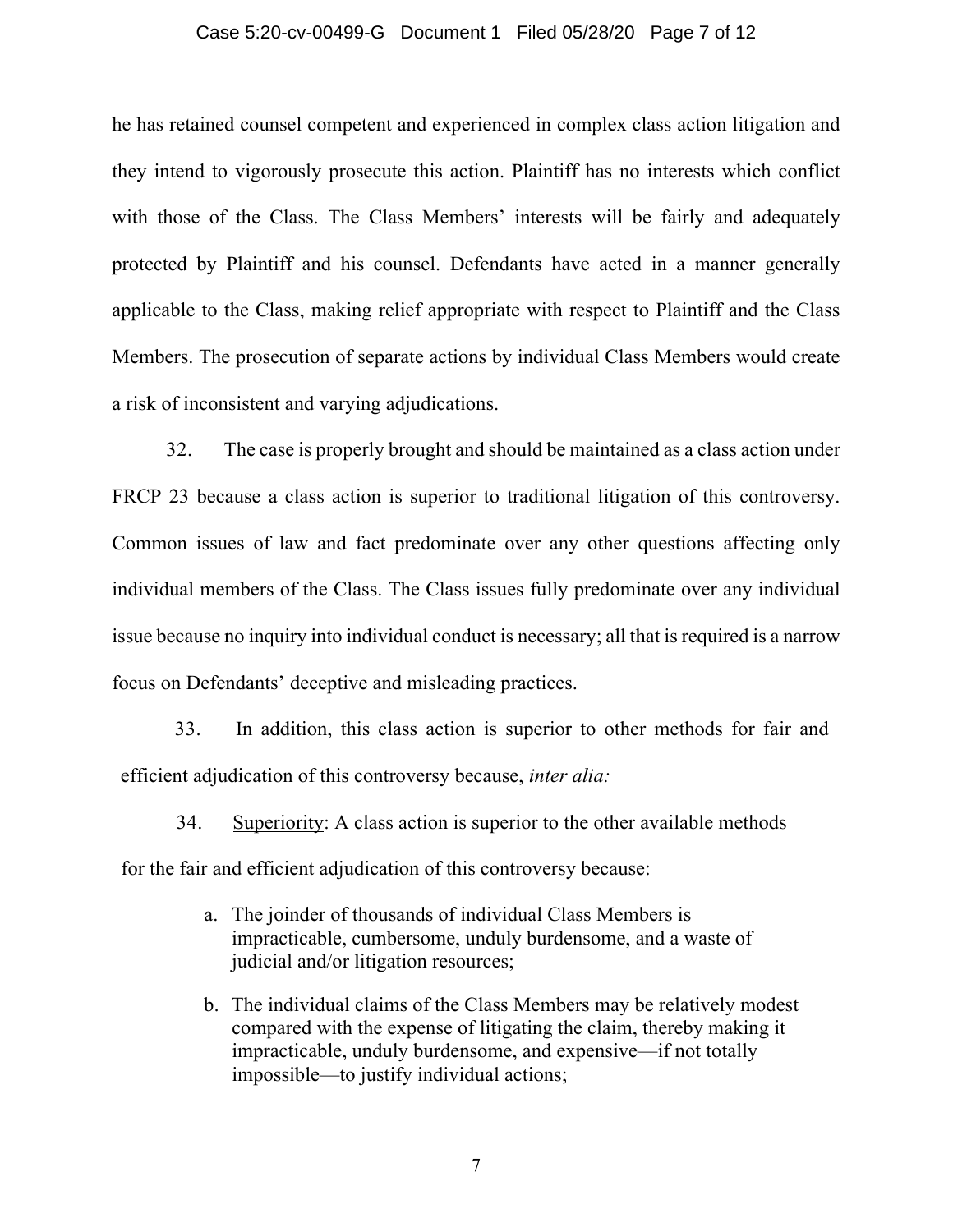he has retained counsel competent and experienced in complex class action litigation and they intend to vigorously prosecute this action. Plaintiff has no interests which conflict with those of the Class. The Class Members' interests will be fairly and adequately protected by Plaintiff and his counsel. Defendants have acted in a manner generally applicable to the Class, making relief appropriate with respect to Plaintiff and the Class Members. The prosecution of separate actions by individual Class Members would create a risk of inconsistent and varying adjudications.

32. The case is properly brought and should be maintained as a class action under FRCP 23 because a class action is superior to traditional litigation of this controversy. Common issues of law and fact predominate over any other questions affecting only individual members of the Class. The Class issues fully predominate over any individual issue because no inquiry into individual conduct is necessary; all that is required is a narrow focus on Defendants' deceptive and misleading practices.

33. In addition, this class action is superior to other methods for fair and efficient adjudication of this controversy because, *inter alia:*

34. Superiority: A class action is superior to the other available methods for the fair and efficient adjudication of this controversy because:

a. The joinder of thousands of individual Class Members is impracticable, cumbersome, unduly burdensome, and a waste of judicial and/or litigation resources;

b. The individual claims of the Class Members may be relatively modest compared with the expense of litigating the claim, thereby making it impracticable, unduly burdensome, and expensive—if not totally impossible—to justify individual actions;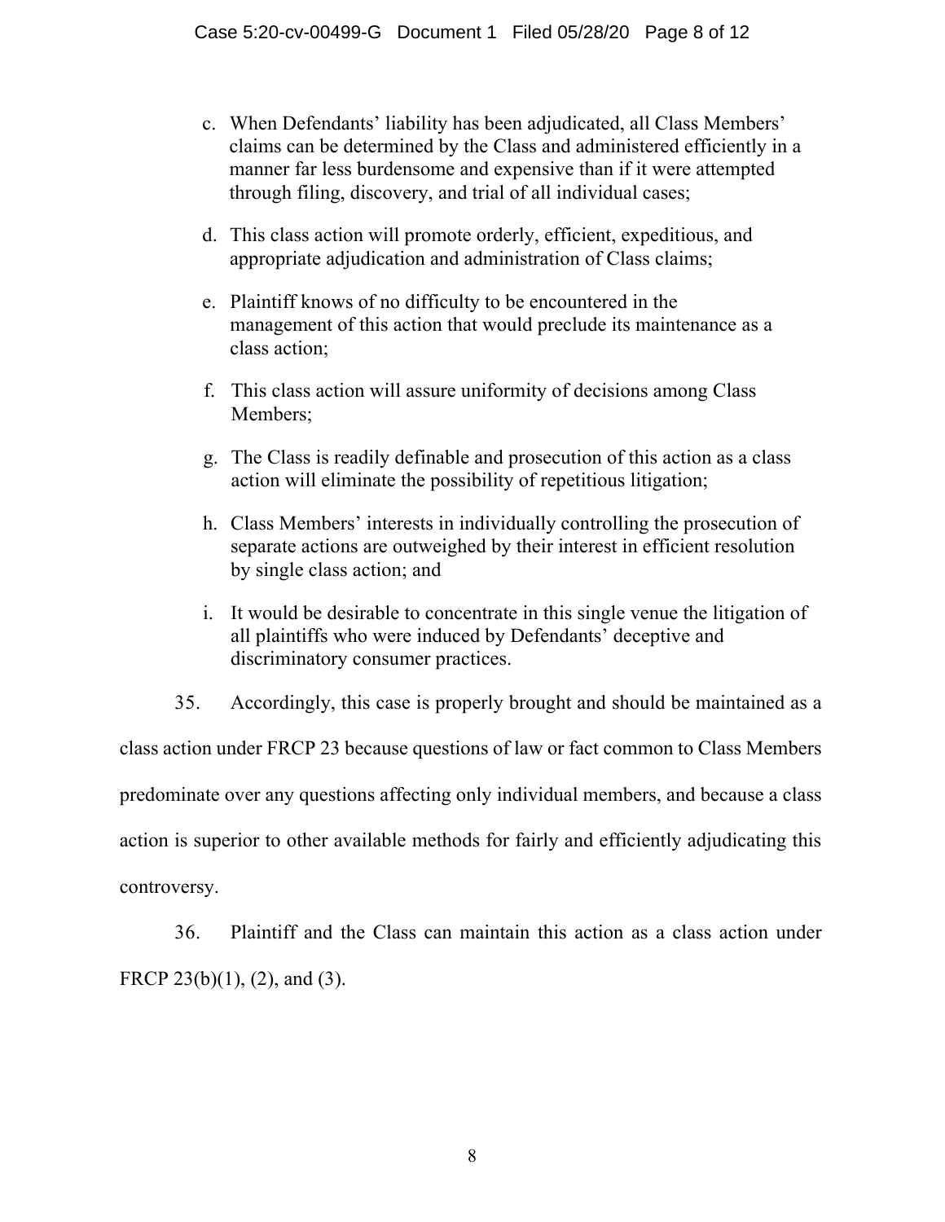c. When Defendants' liability has been adjudicated, all Class Members' claims can be determined by the Class and administered efficiently in a manner far less burdensome and expensive than if it were attempted through filing, discovery, and trial of all individual cases;

d. This class action will promote orderly, efficient, expeditious, and appropriate adjudication and administration of Class claims;

e. Plaintiff knows of no difficulty to be encountered in the management of this action that would preclude its maintenance as a class action;

f. This class action will assure uniformity of decisions among Class Members;

g. The Class is readily definable and prosecution of this action as a class action will eliminate the possibility of repetitious litigation;

h. Class Members' interests in individually controlling the prosecution of separate actions are outweighed by their interest in efficient resolution by single class action; and

i. It would be desirable to concentrate in this single venue the litigation of all plaintiffs who were induced by Defendants' deceptive and discriminatory consumer practices.

35. Accordingly, this case is properly brought and should be maintained as a class action under FRCP 23 because questions of law or fact common to Class Members predominate over any questions affecting only individual members, and because a class action is superior to other available methods for fairly and efficiently adjudicating this controversy.

36. Plaintiff and the Class can maintain this action as a class action under FRCP 23(b)(1), (2), and (3).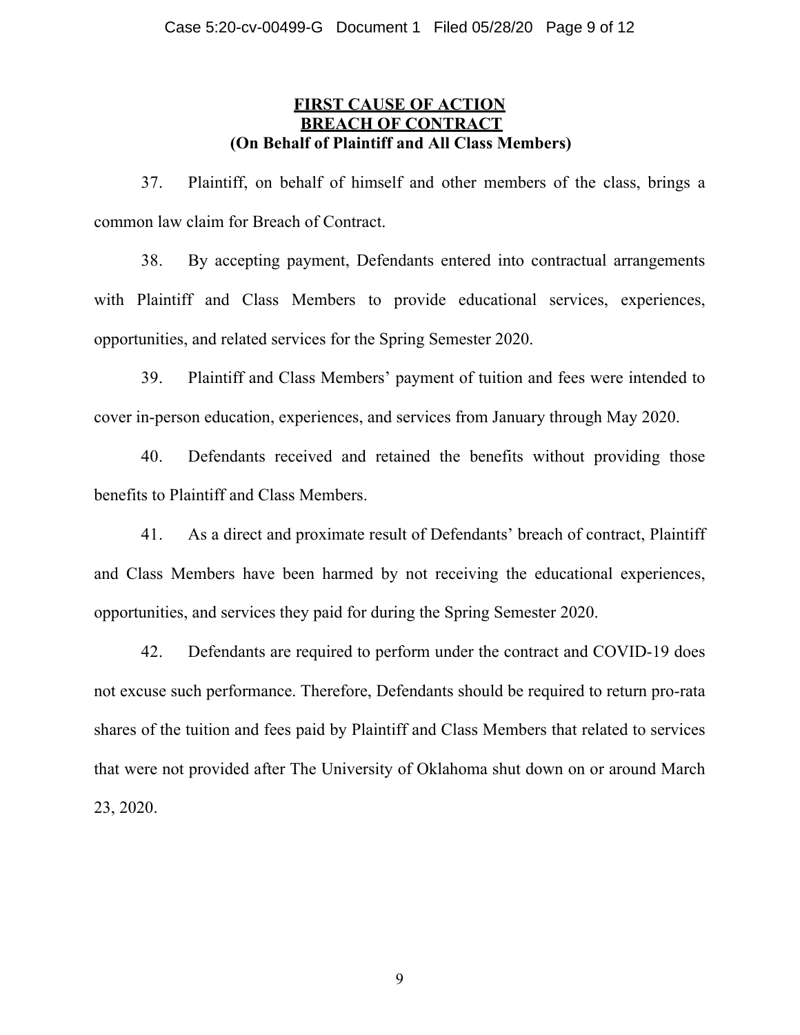## FIRST CAUSE OF ACTION
## BREACH OF CONTRACT
**(On Behalf of Plaintiff and All Class Members)**

37. Plaintiff, on behalf of himself and other members of the class, brings a common law claim for Breach of Contract.

38. By accepting payment, Defendants entered into contractual arrangements with Plaintiff and Class Members to provide educational services, experiences, opportunities, and related services for the Spring Semester 2020.

39. Plaintiff and Class Members' payment of tuition and fees were intended to cover in-person education, experiences, and services from January through May 2020.

40. Defendants received and retained the benefits without providing those benefits to Plaintiff and Class Members.

41. As a direct and proximate result of Defendants' breach of contract, Plaintiff and Class Members have been harmed by not receiving the educational experiences, opportunities, and services they paid for during the Spring Semester 2020.

42. Defendants are required to perform under the contract and COVID-19 does not excuse such performance. Therefore, Defendants should be required to return pro-rata shares of the tuition and fees paid by Plaintiff and Class Members that related to services that were not provided after The University of Oklahoma shut down on or around March 23, 2020.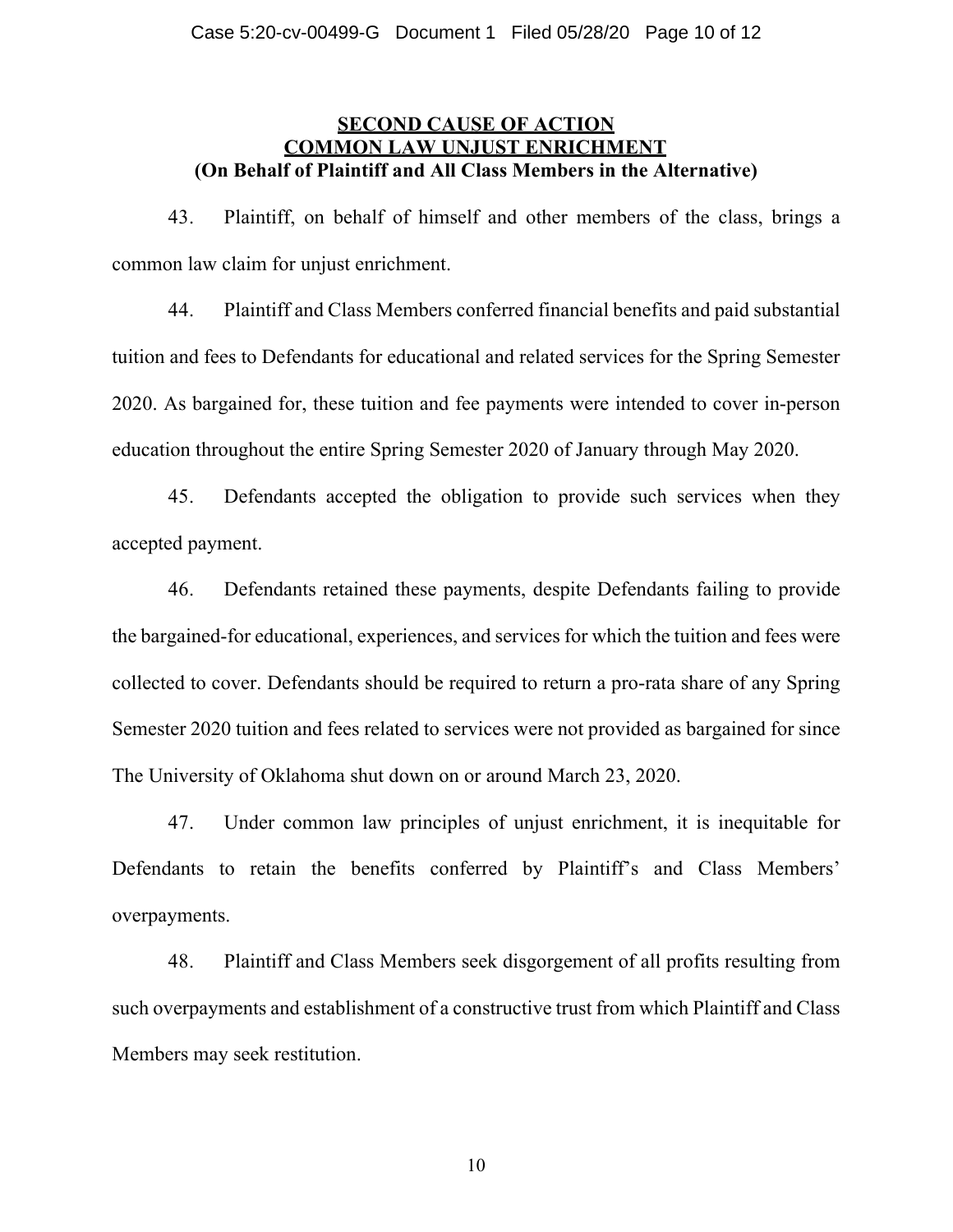## SECOND CAUSE OF ACTION
## COMMON LAW UNJUST ENRICHMENT
### (On Behalf of Plaintiff and All Class Members in the Alternative)

43. Plaintiff, on behalf of himself and other members of the class, brings a common law claim for unjust enrichment.

44. Plaintiff and Class Members conferred financial benefits and paid substantial tuition and fees to Defendants for educational and related services for the Spring Semester 2020. As bargained for, these tuition and fee payments were intended to cover in-person education throughout the entire Spring Semester 2020 of January through May 2020.

45. Defendants accepted the obligation to provide such services when they accepted payment.

46. Defendants retained these payments, despite Defendants failing to provide the bargained-for educational, experiences, and services for which the tuition and fees were collected to cover. Defendants should be required to return a pro-rata share of any Spring Semester 2020 tuition and fees related to services were not provided as bargained for since The University of Oklahoma shut down on or around March 23, 2020.

47. Under common law principles of unjust enrichment, it is inequitable for Defendants to retain the benefits conferred by Plaintiff's and Class Members' overpayments.

48. Plaintiff and Class Members seek disgorgement of all profits resulting from such overpayments and establishment of a constructive trust from which Plaintiff and Class Members may seek restitution.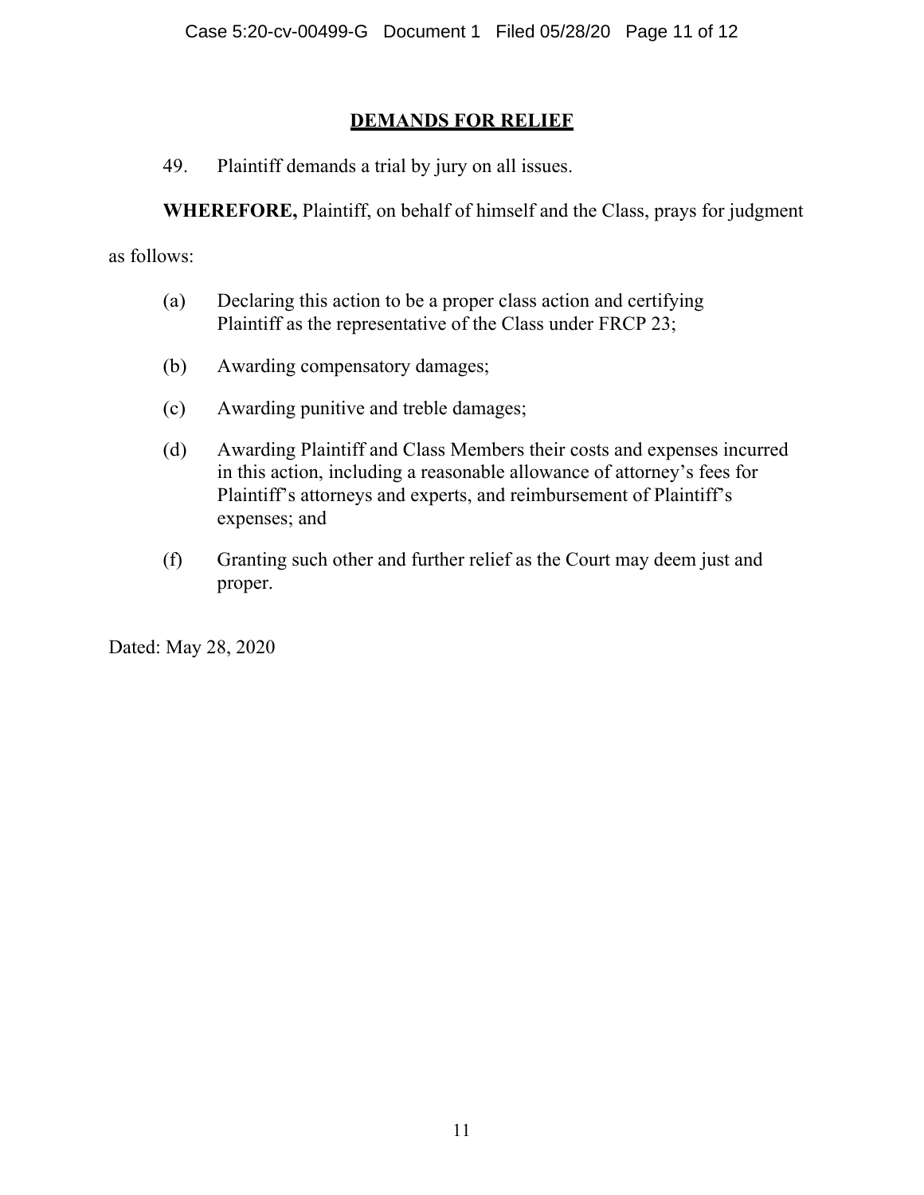## DEMANDS FOR RELIEF

49. Plaintiff demands a trial by jury on all issues.

**WHEREFORE,** Plaintiff, on behalf of himself and the Class, prays for judgment as follows:

(a) Declaring this action to be a proper class action and certifying Plaintiff as the representative of the Class under FRCP 23;

(b) Awarding compensatory damages;

(c) Awarding punitive and treble damages;

(d) Awarding Plaintiff and Class Members their costs and expenses incurred in this action, including a reasonable allowance of attorney's fees for Plaintiff's attorneys and experts, and reimbursement of Plaintiff's expenses; and

(f) Granting such other and further relief as the Court may deem just and proper.

Dated: May 28, 2020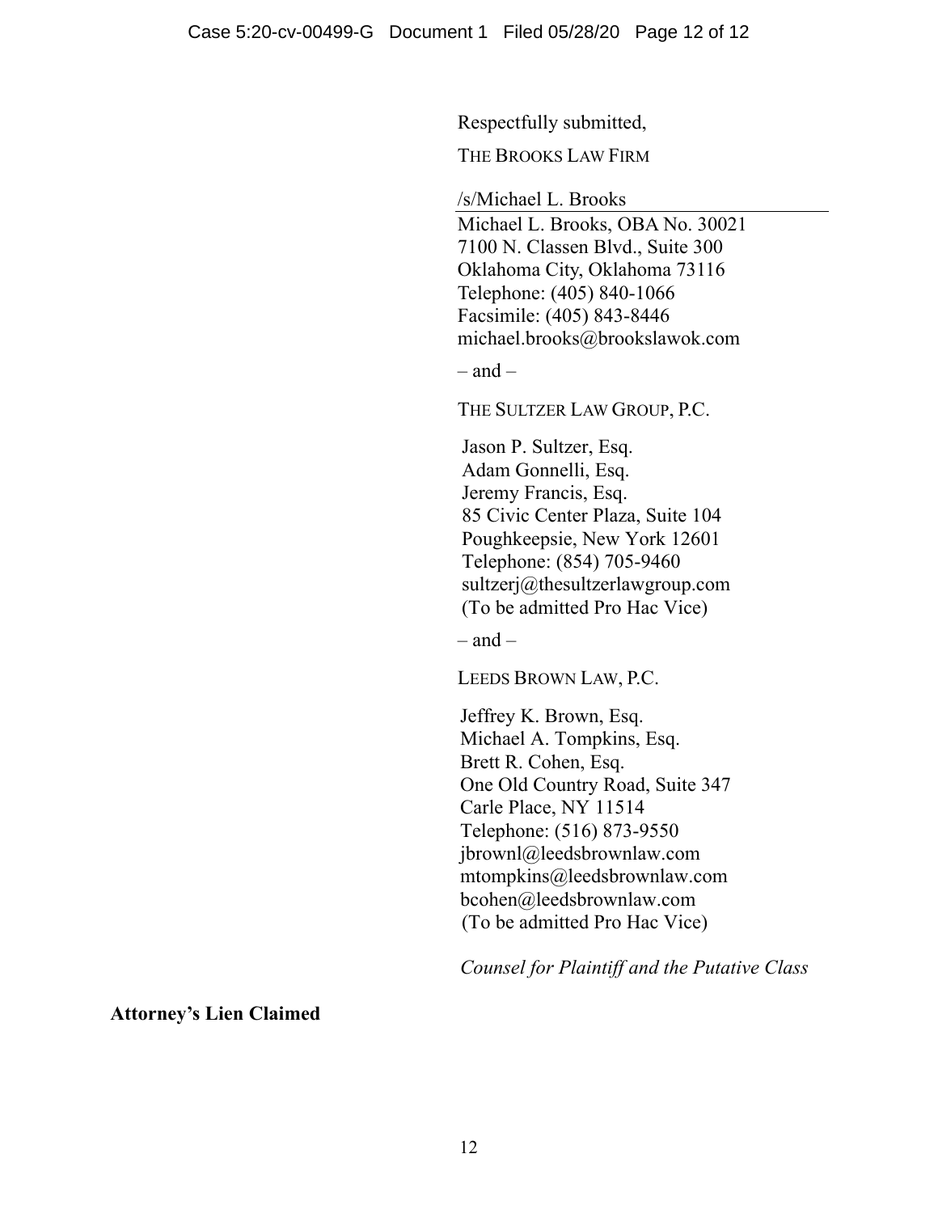Respectfully submitted,

THE BROOKS LAW FIRM

/s/Michael L. Brooks
Michael L. Brooks, OBA No. 30021
7100 N. Classen Blvd., Suite 300
Oklahoma City, Oklahoma 73116
Telephone: (405) 840-1066
Facsimile: (405) 843-8446
michael.brooks@brookslawok.com

– and –

THE SULTZER LAW GROUP, P.C.

Jason P. Sultzer, Esq.
Adam Gonnelli, Esq.
Jeremy Francis, Esq.
85 Civic Center Plaza, Suite 104
Poughkeepsie, New York 12601
Telephone: (854) 705-9460
sultzerj@thesultzerlawgroup.com
(To be admitted Pro Hac Vice)

– and –

LEEDS BROWN LAW, P.C.

Jeffrey K. Brown, Esq.
Michael A. Tompkins, Esq.
Brett R. Cohen, Esq.
One Old Country Road, Suite 347
Carle Place, NY 11514
Telephone: (516) 873-9550
jbrownl@leedsbrownlaw.com
mtompkins@leedsbrownlaw.com
bcohen@leedsbrownlaw.com
(To be admitted Pro Hac Vice)

*Counsel for Plaintiff and the Putative Class*

**Attorney's Lien Claimed**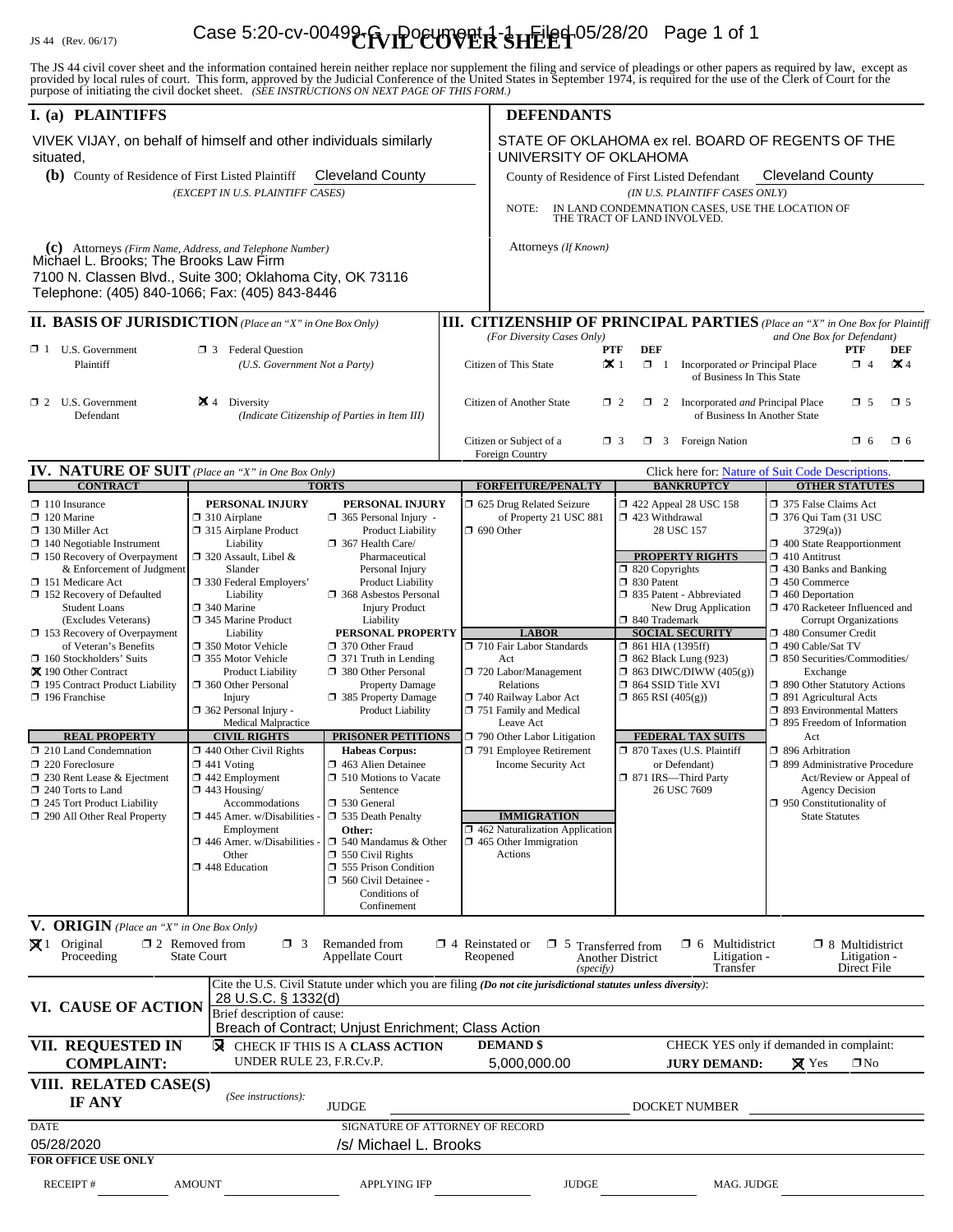JS 44 (Rev. 06/17)

Case 5:20-cv-00499-G Document 1-1 Filed 05/28/20 Page 1 of 1

# CIVIL COVER SHEET

The JS 44 civil cover sheet and the information contained herein neither replace nor supplement the filing and service of pleadings or other papers as required by law, except as provided by local rules of court. This form, approved by the Judicial Conference of the United States in September 1974, is required for the use of the Clerk of Court for the purpose of initiating the civil docket sheet. *(SEE INSTRUCTIONS ON NEXT PAGE OF THIS FORM.)*

## I. (a) PLAINTIFFS

VIVEK VIJAY, on behalf of himself and other individuals similarly situated,

**(b)** County of Residence of First Listed Plaintiff: Cleveland County
*(EXCEPT IN U.S. PLAINTIFF CASES)*

**(c)** Attorneys *(Firm Name, Address, and Telephone Number)*
Michael L. Brooks; The Brooks Law Firm
7100 N. Classen Blvd., Suite 300; Oklahoma City, OK 73116
Telephone: (405) 840-1066; Fax: (405) 843-8446

## DEFENDANTS

STATE OF OKLAHOMA ex rel. BOARD OF REGENTS OF THE UNIVERSITY OF OKLAHOMA

County of Residence of First Listed Defendant: Cleveland County
*(IN U.S. PLAINTIFF CASES ONLY)*

NOTE: IN LAND CONDEMNATION CASES, USE THE LOCATION OF THE TRACT OF LAND INVOLVED.

Attorneys *(If Known)*

## II. BASIS OF JURISDICTION *(Place an "X" in One Box Only)*

- ☐ 1 U.S. Government Plaintiff
- ☐ 3 Federal Question *(U.S. Government Not a Party)*
- ☐ 2 U.S. Government Defendant
- ☒ 4 Diversity *(Indicate Citizenship of Parties in Item III)*

## III. CITIZENSHIP OF PRINCIPAL PARTIES *(Place an "X" in One Box for Plaintiff and One Box for Defendant)* *(For Diversity Cases Only)*

| | PTF | DEF | | PTF | DEF |
|---|---|---|---|---|---|
| Citizen of This State | ☒ 1 | ☐ 1 | Incorporated *or* Principal Place of Business In This State | ☐ 4 | ☒ 4 |
| Citizen of Another State | ☐ 2 | ☐ 2 | Incorporated *and* Principal Place of Business In Another State | ☐ 5 | ☐ 5 |
| Citizen or Subject of a Foreign Country | ☐ 3 | ☐ 3 | Foreign Nation | ☐ 6 | ☐ 6 |

## IV. NATURE OF SUIT *(Place an "X" in One Box Only)*

Click here for: Nature of Suit Code Descriptions.

**CONTRACT**
- ☐ 110 Insurance
- ☐ 120 Marine
- ☐ 130 Miller Act
- ☐ 140 Negotiable Instrument
- ☐ 150 Recovery of Overpayment & Enforcement of Judgment
- ☐ 151 Medicare Act
- ☐ 152 Recovery of Defaulted Student Loans (Excludes Veterans)
- ☐ 153 Recovery of Overpayment of Veteran's Benefits
- ☐ 160 Stockholders' Suits
- ☒ 190 Other Contract
- ☐ 195 Contract Product Liability
- ☐ 196 Franchise

**REAL PROPERTY**
- ☐ 210 Land Condemnation
- ☐ 220 Foreclosure
- ☐ 230 Rent Lease & Ejectment
- ☐ 240 Torts to Land
- ☐ 245 Tort Product Liability
- ☐ 290 All Other Real Property

**TORTS — PERSONAL INJURY**
- ☐ 310 Airplane
- ☐ 315 Airplane Product Liability
- ☐ 320 Assault, Libel & Slander
- ☐ 330 Federal Employers' Liability
- ☐ 340 Marine
- ☐ 345 Marine Product Liability
- ☐ 350 Motor Vehicle
- ☐ 355 Motor Vehicle Product Liability
- ☐ 360 Other Personal Injury
- ☐ 362 Personal Injury - Medical Malpractice

**PERSONAL INJURY**
- ☐ 365 Personal Injury - Product Liability
- ☐ 367 Health Care/ Pharmaceutical Personal Injury Product Liability
- ☐ 368 Asbestos Personal Injury Product Liability

**PERSONAL PROPERTY**
- ☐ 370 Other Fraud
- ☐ 371 Truth in Lending
- ☐ 380 Other Personal Property Damage
- ☐ 385 Property Damage Product Liability

**CIVIL RIGHTS**
- ☐ 440 Other Civil Rights
- ☐ 441 Voting
- ☐ 442 Employment
- ☐ 443 Housing/ Accommodations
- ☐ 445 Amer. w/Disabilities - Employment
- ☐ 446 Amer. w/Disabilities - Other
- ☐ 448 Education

**PRISONER PETITIONS**
Habeas Corpus:
- ☐ 463 Alien Detainee
- ☐ 510 Motions to Vacate Sentence
- ☐ 530 General
- ☐ 535 Death Penalty

Other:
- ☐ 540 Mandamus & Other
- ☐ 550 Civil Rights
- ☐ 555 Prison Condition
- ☐ 560 Civil Detainee - Conditions of Confinement

**FORFEITURE/PENALTY**
- ☐ 625 Drug Related Seizure of Property 21 USC 881
- ☐ 690 Other

**LABOR**
- ☐ 710 Fair Labor Standards Act
- ☐ 720 Labor/Management Relations
- ☐ 740 Railway Labor Act
- ☐ 751 Family and Medical Leave Act
- ☐ 790 Other Labor Litigation
- ☐ 791 Employee Retirement Income Security Act

**IMMIGRATION**
- ☐ 462 Naturalization Application
- ☐ 465 Other Immigration Actions

**BANKRUPTCY**
- ☐ 422 Appeal 28 USC 158
- ☐ 423 Withdrawal 28 USC 157

**PROPERTY RIGHTS**
- ☐ 820 Copyrights
- ☐ 830 Patent
- ☐ 835 Patent - Abbreviated New Drug Application
- ☐ 840 Trademark

**SOCIAL SECURITY**
- ☐ 861 HIA (1395ff)
- ☐ 862 Black Lung (923)
- ☐ 863 DIWC/DIWW (405(g))
- ☐ 864 SSID Title XVI
- ☐ 865 RSI (405(g))

**FEDERAL TAX SUITS**
- ☐ 870 Taxes (U.S. Plaintiff or Defendant)
- ☐ 871 IRS—Third Party 26 USC 7609

**OTHER STATUTES**
- ☐ 375 False Claims Act
- ☐ 376 Qui Tam (31 USC 3729(a))
- ☐ 400 State Reapportionment
- ☐ 410 Antitrust
- ☐ 430 Banks and Banking
- ☐ 450 Commerce
- ☐ 460 Deportation
- ☐ 470 Racketeer Influenced and Corrupt Organizations
- ☐ 480 Consumer Credit
- ☐ 490 Cable/Sat TV
- ☐ 850 Securities/Commodities/ Exchange
- ☐ 890 Other Statutory Actions
- ☐ 891 Agricultural Acts
- ☐ 893 Environmental Matters
- ☐ 895 Freedom of Information Act
- ☐ 896 Arbitration
- ☐ 899 Administrative Procedure Act/Review or Appeal of Agency Decision
- ☐ 950 Constitutionality of State Statutes

## V. ORIGIN *(Place an "X" in One Box Only)*

- ☒ 1 Original Proceeding
- ☐ 2 Removed from State Court
- ☐ 3 Remanded from Appellate Court
- ☐ 4 Reinstated or Reopened
- ☐ 5 Transferred from Another District *(specify)*
- ☐ 6 Multidistrict Litigation - Transfer
- ☐ 8 Multidistrict Litigation - Direct File

## VI. CAUSE OF ACTION

Cite the U.S. Civil Statute under which you are filing *(Do not cite jurisdictional statutes unless diversity)*:
28 U.S.C. § 1332(d)

Brief description of cause:
Breach of Contract; Unjust Enrichment; Class Action

## VII. REQUESTED IN COMPLAINT:

☒ CHECK IF THIS IS A **CLASS ACTION** UNDER RULE 23, F.R.Cv.P.

**DEMAND $** 5,000,000.00

CHECK YES only if demanded in complaint:
**JURY DEMAND:** ☒ Yes ☐ No

## VIII. RELATED CASE(S) IF ANY

*(See instructions):* JUDGE ______ DOCKET NUMBER ______

DATE: 05/28/2020

SIGNATURE OF ATTORNEY OF RECORD: /s/ Michael L. Brooks

**FOR OFFICE USE ONLY**

RECEIPT # ______ AMOUNT ______ APPLYING IFP ______ JUDGE ______ MAG. JUDGE ______